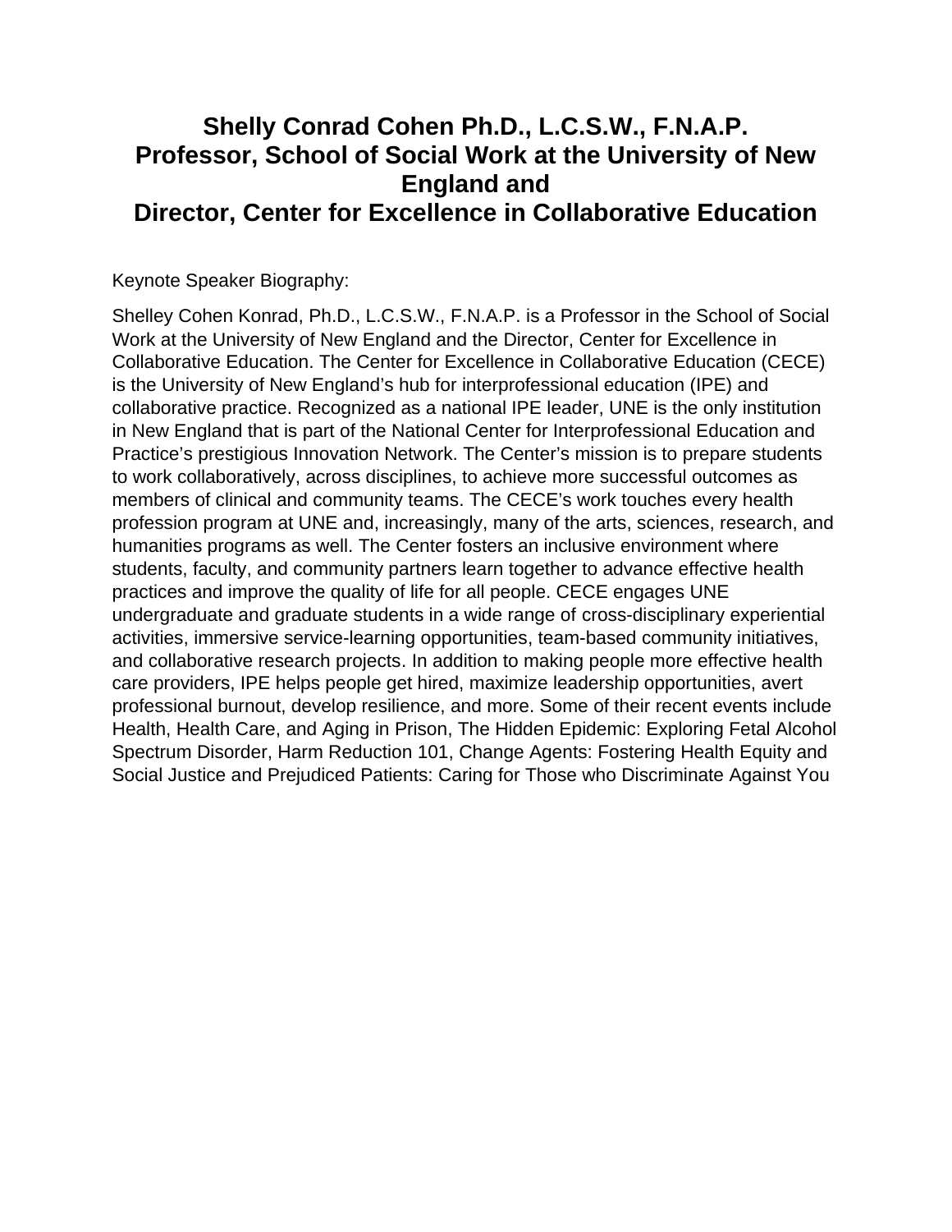# Shelly Conrad Cohen Ph.D., L.C.S.W., F.N.A.P.
# Professor, School of Social Work at the University of New England and
# Director, Center for Excellence in Collaborative Education

Keynote Speaker Biography:

Shelley Cohen Konrad, Ph.D., L.C.S.W., F.N.A.P. is a Professor in the School of Social Work at the University of New England and the Director, Center for Excellence in Collaborative Education. The Center for Excellence in Collaborative Education (CECE) is the University of New England's hub for interprofessional education (IPE) and collaborative practice. Recognized as a national IPE leader, UNE is the only institution in New England that is part of the National Center for Interprofessional Education and Practice's prestigious Innovation Network. The Center's mission is to prepare students to work collaboratively, across disciplines, to achieve more successful outcomes as members of clinical and community teams. The CECE's work touches every health profession program at UNE and, increasingly, many of the arts, sciences, research, and humanities programs as well. The Center fosters an inclusive environment where students, faculty, and community partners learn together to advance effective health practices and improve the quality of life for all people. CECE engages UNE undergraduate and graduate students in a wide range of cross-disciplinary experiential activities, immersive service-learning opportunities, team-based community initiatives, and collaborative research projects. In addition to making people more effective health care providers, IPE helps people get hired, maximize leadership opportunities, avert professional burnout, develop resilience, and more. Some of their recent events include Health, Health Care, and Aging in Prison, The Hidden Epidemic: Exploring Fetal Alcohol Spectrum Disorder, Harm Reduction 101, Change Agents: Fostering Health Equity and Social Justice and Prejudiced Patients: Caring for Those who Discriminate Against You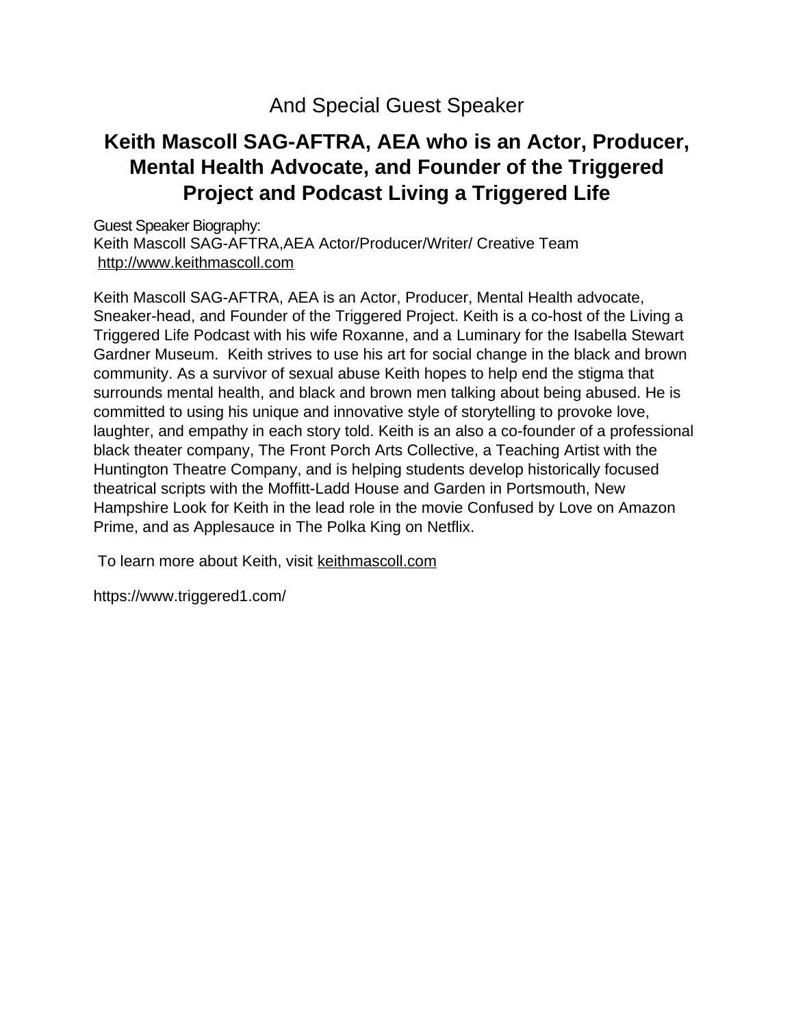And Special Guest Speaker

## Keith Mascoll SAG-AFTRA, AEA who is an Actor, Producer, Mental Health Advocate, and Founder of the Triggered Project and Podcast Living a Triggered Life

Guest Speaker Biography:
Keith Mascoll SAG-AFTRA,AEA Actor/Producer/Writer/ Creative Team
http://www.keithmascoll.com

Keith Mascoll SAG-AFTRA, AEA is an Actor, Producer, Mental Health advocate, Sneaker-head, and Founder of the Triggered Project. Keith is a co-host of the Living a Triggered Life Podcast with his wife Roxanne, and a Luminary for the Isabella Stewart Gardner Museum. Keith strives to use his art for social change in the black and brown community. As a survivor of sexual abuse Keith hopes to help end the stigma that surrounds mental health, and black and brown men talking about being abused. He is committed to using his unique and innovative style of storytelling to provoke love, laughter, and empathy in each story told. Keith is an also a co-founder of a professional black theater company, The Front Porch Arts Collective, a Teaching Artist with the Huntington Theatre Company, and is helping students develop historically focused theatrical scripts with the Moffitt-Ladd House and Garden in Portsmouth, New Hampshire Look for Keith in the lead role in the movie Confused by Love on Amazon Prime, and as Applesauce in The Polka King on Netflix.

To learn more about Keith, visit keithmascoll.com

https://www.triggered1.com/